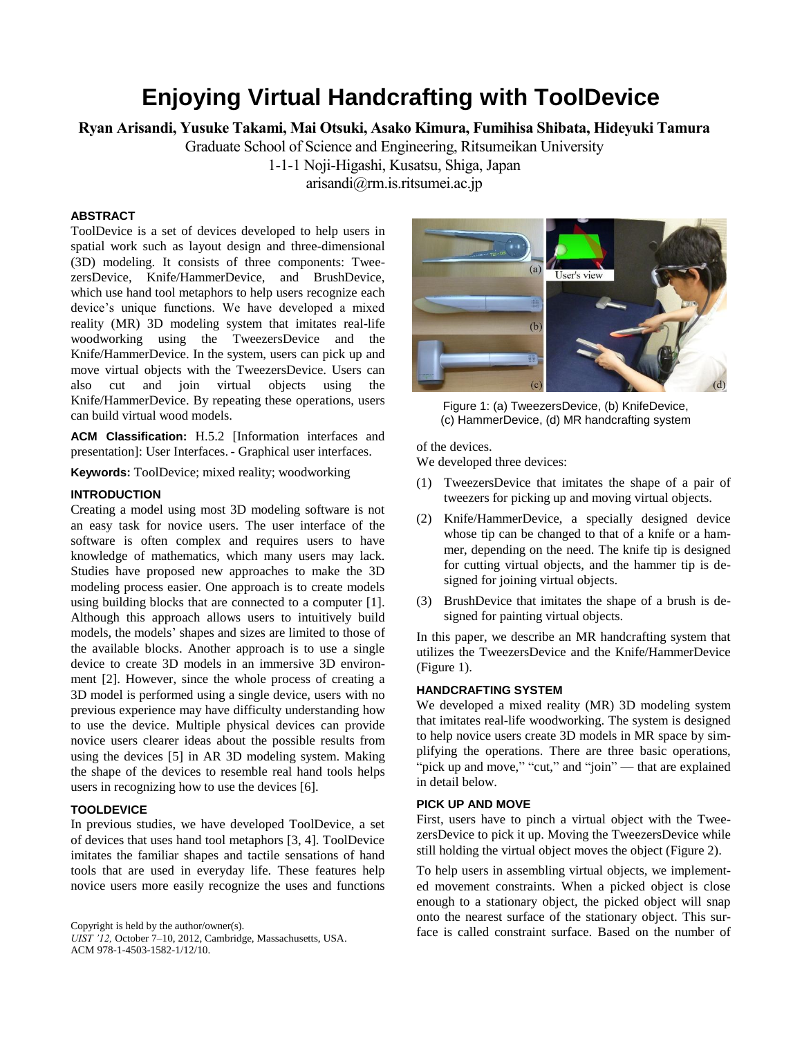# Enjoying Virtual Handcrafting with ToolDevice

**Ryan Arisandi, Yusuke Takami, Mai Otsuki, Asako Kimura, Fumihisa Shibata, Hideyuki Tamura**

Graduate School of Science and Engineering, Ritsumeikan University
1-1-1 Noji-Higashi, Kusatsu, Shiga, Japan
arisandi@rm.is.ritsumei.ac.jp

## ABSTRACT

ToolDevice is a set of devices developed to help users in spatial work such as layout design and three-dimensional (3D) modeling. It consists of three components: TweezersDevice, Knife/HammerDevice, and BrushDevice, which use hand tool metaphors to help users recognize each device's unique functions. We have developed a mixed reality (MR) 3D modeling system that imitates real-life woodworking using the TweezersDevice and the Knife/HammerDevice. In the system, users can pick up and move virtual objects with the TweezersDevice. Users can also cut and join virtual objects using the Knife/HammerDevice. By repeating these operations, users can build virtual wood models.

**ACM Classification:** H.5.2 [Information interfaces and presentation]: User Interfaces. - Graphical user interfaces.

**Keywords:** ToolDevice; mixed reality; woodworking

## INTRODUCTION

Creating a model using most 3D modeling software is not an easy task for novice users. The user interface of the software is often complex and requires users to have knowledge of mathematics, which many users may lack. Studies have proposed new approaches to make the 3D modeling process easier. One approach is to create models using building blocks that are connected to a computer [1]. Although this approach allows users to intuitively build models, the models' shapes and sizes are limited to those of the available blocks. Another approach is to use a single device to create 3D models in an immersive 3D environment [2]. However, since the whole process of creating a 3D model is performed using a single device, users with no previous experience may have difficulty understanding how to use the device. Multiple physical devices can provide novice users clearer ideas about the possible results from using the devices [5] in AR 3D modeling system. Making the shape of the devices to resemble real hand tools helps users in recognizing how to use the devices [6].

## TOOLDEVICE

In previous studies, we have developed ToolDevice, a set of devices that uses hand tool metaphors [3, 4]. ToolDevice imitates the familiar shapes and tactile sensations of hand tools that are used in everyday life. These features help novice users more easily recognize the uses and functions of the devices.

Figure 1: (a) TweezersDevice, (b) KnifeDevice, (c) HammerDevice, (d) MR handcrafting system

We developed three devices:

(1) TweezersDevice that imitates the shape of a pair of tweezers for picking up and moving virtual objects.

(2) Knife/HammerDevice, a specially designed device whose tip can be changed to that of a knife or a hammer, depending on the need. The knife tip is designed for cutting virtual objects, and the hammer tip is designed for joining virtual objects.

(3) BrushDevice that imitates the shape of a brush is designed for painting virtual objects.

In this paper, we describe an MR handcrafting system that utilizes the TweezersDevice and the Knife/HammerDevice (Figure 1).

## HANDCRAFTING SYSTEM

We developed a mixed reality (MR) 3D modeling system that imitates real-life woodworking. The system is designed to help novice users create 3D models in MR space by simplifying the operations. There are three basic operations, "pick up and move," "cut," and "join" — that are explained in detail below.

## PICK UP AND MOVE

First, users have to pinch a virtual object with the TweezersDevice to pick it up. Moving the TweezersDevice while still holding the virtual object moves the object (Figure 2).

To help users in assembling virtual objects, we implemented movement constraints. When a picked object is close enough to a stationary object, the picked object will snap onto the nearest surface of the stationary object. This surface is called constraint surface. Based on the number of

Copyright is held by the author/owner(s).
*UIST '12,* October 7–10, 2012, Cambridge, Massachusetts, USA.
ACM 978-1-4503-1582-1/12/10.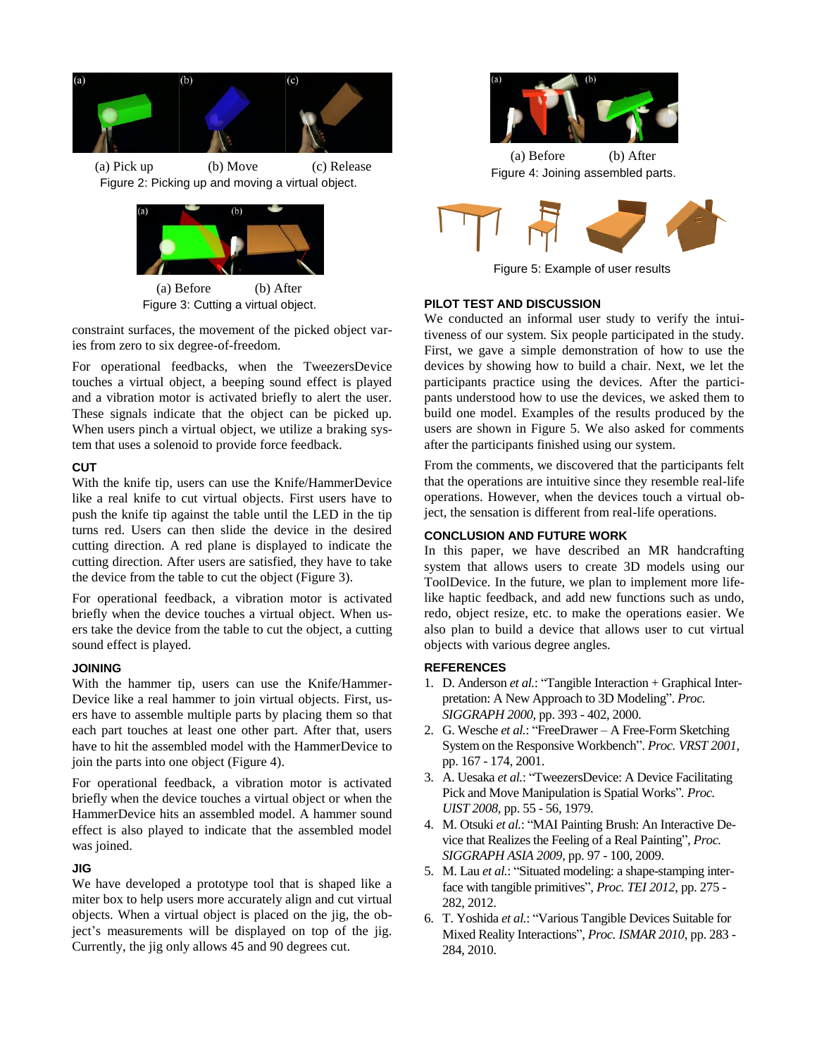(a) Pick up (b) Move (c) Release

Figure 2: Picking up and moving a virtual object.

(a) Before (b) After

Figure 3: Cutting a virtual object.

constraint surfaces, the movement of the picked object varies from zero to six degree-of-freedom.

For operational feedbacks, when the TweezersDevice touches a virtual object, a beeping sound effect is played and a vibration motor is activated briefly to alert the user. These signals indicate that the object can be picked up. When users pinch a virtual object, we utilize a braking system that uses a solenoid to provide force feedback.

### CUT

With the knife tip, users can use the Knife/HammerDevice like a real knife to cut virtual objects. First users have to push the knife tip against the table until the LED in the tip turns red. Users can then slide the device in the desired cutting direction. A red plane is displayed to indicate the cutting direction. After users are satisfied, they have to take the device from the table to cut the object (Figure 3).

For operational feedback, a vibration motor is activated briefly when the device touches a virtual object. When users take the device from the table to cut the object, a cutting sound effect is played.

### JOINING

With the hammer tip, users can use the Knife/Hammer-Device like a real hammer to join virtual objects. First, users have to assemble multiple parts by placing them so that each part touches at least one other part. After that, users have to hit the assembled model with the HammerDevice to join the parts into one object (Figure 4).

For operational feedback, a vibration motor is activated briefly when the device touches a virtual object or when the HammerDevice hits an assembled model. A hammer sound effect is also played to indicate that the assembled model was joined.

### JIG

We have developed a prototype tool that is shaped like a miter box to help users more accurately align and cut virtual objects. When a virtual object is placed on the jig, the object's measurements will be displayed on top of the jig. Currently, the jig only allows 45 and 90 degrees cut.

(a) Before (b) After

Figure 4: Joining assembled parts.

Figure 5: Example of user results

### PILOT TEST AND DISCUSSION

We conducted an informal user study to verify the intuitiveness of our system. Six people participated in the study. First, we gave a simple demonstration of how to use the devices by showing how to build a chair. Next, we let the participants practice using the devices. After the participants understood how to use the devices, we asked them to build one model. Examples of the results produced by the users are shown in Figure 5. We also asked for comments after the participants finished using our system.

From the comments, we discovered that the participants felt that the operations are intuitive since they resemble real-life operations. However, when the devices touch a virtual object, the sensation is different from real-life operations.

### CONCLUSION AND FUTURE WORK

In this paper, we have described an MR handcrafting system that allows users to create 3D models using our ToolDevice. In the future, we plan to implement more life-like haptic feedback, and add new functions such as undo, redo, object resize, etc. to make the operations easier. We also plan to build a device that allows user to cut virtual objects with various degree angles.

### REFERENCES

1. D. Anderson *et al.*: "Tangible Interaction + Graphical Interpretation: A New Approach to 3D Modeling". *Proc. SIGGRAPH 2000*, pp. 393 - 402, 2000.
2. G. Wesche *et al.*: "FreeDrawer – A Free-Form Sketching System on the Responsive Workbench". *Proc. VRST 2001*, pp. 167 - 174, 2001.
3. A. Uesaka *et al.*: "TweezersDevice: A Device Facilitating Pick and Move Manipulation is Spatial Works". *Proc. UIST 2008*, pp. 55 - 56, 1979.
4. M. Otsuki *et al.*: "MAI Painting Brush: An Interactive Device that Realizes the Feeling of a Real Painting", *Proc. SIGGRAPH ASIA 2009*, pp. 97 - 100, 2009.
5. M. Lau *et al.*: "Situated modeling: a shape-stamping interface with tangible primitives", *Proc. TEI 2012*, pp. 275 - 282, 2012.
6. T. Yoshida *et al.*: "Various Tangible Devices Suitable for Mixed Reality Interactions", *Proc. ISMAR 2010*, pp. 283 - 284, 2010.